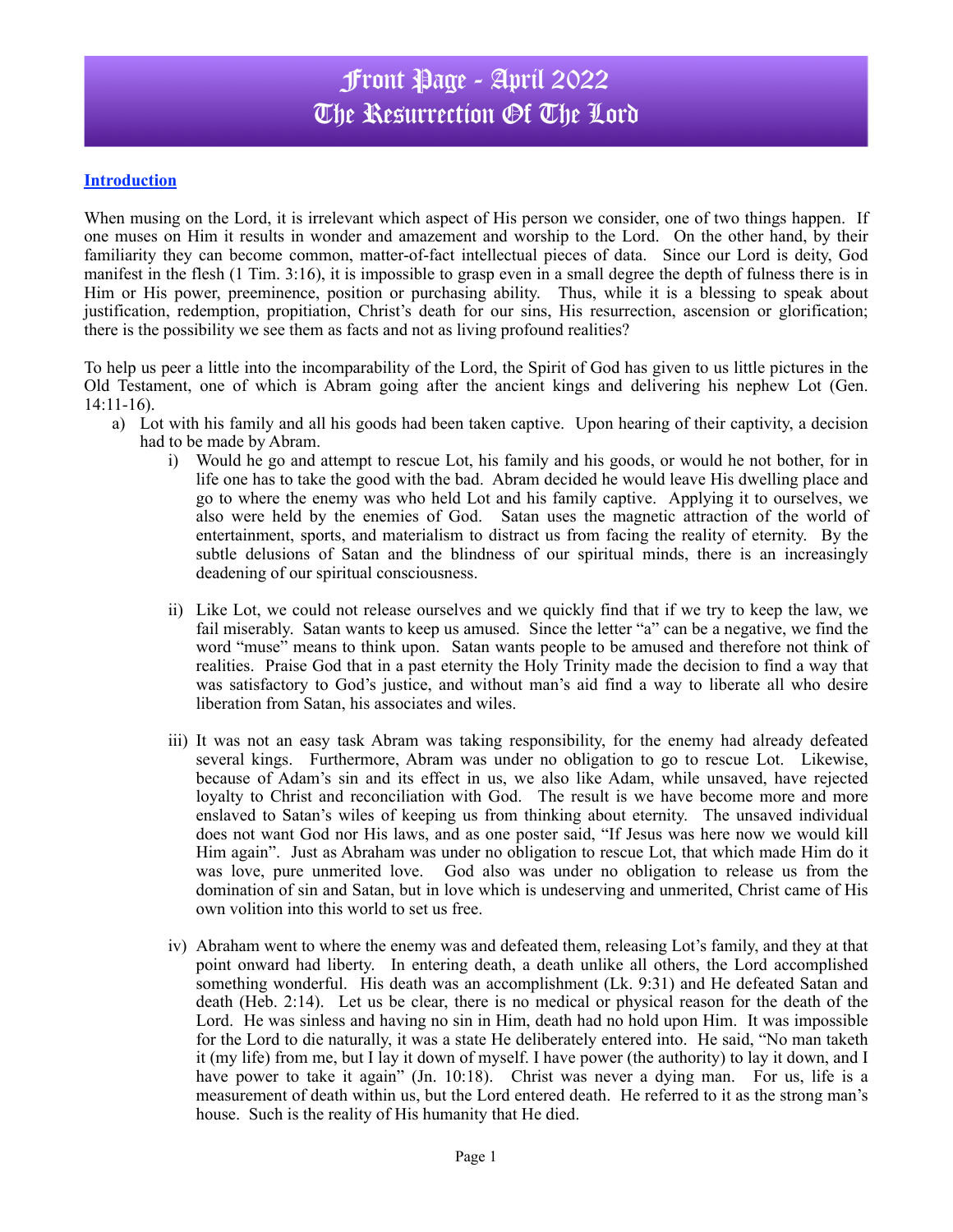# Front Page - April 2022
# The Resurrection Of The Lord

## Introduction

When musing on the Lord, it is irrelevant which aspect of His person we consider, one of two things happen. If one muses on Him it results in wonder and amazement and worship to the Lord. On the other hand, by their familiarity they can become common, matter-of-fact intellectual pieces of data. Since our Lord is deity, God manifest in the flesh (1 Tim. 3:16), it is impossible to grasp even in a small degree the depth of fulness there is in Him or His power, preeminence, position or purchasing ability. Thus, while it is a blessing to speak about justification, redemption, propitiation, Christ's death for our sins, His resurrection, ascension or glorification; there is the possibility we see them as facts and not as living profound realities?

To help us peer a little into the incomparability of the Lord, the Spirit of God has given to us little pictures in the Old Testament, one of which is Abram going after the ancient kings and delivering his nephew Lot (Gen. 14:11-16).

a) Lot with his family and all his goods had been taken captive. Upon hearing of their captivity, a decision had to be made by Abram.

   i) Would he go and attempt to rescue Lot, his family and his goods, or would he not bother, for in life one has to take the good with the bad. Abram decided he would leave His dwelling place and go to where the enemy was who held Lot and his family captive. Applying it to ourselves, we also were held by the enemies of God. Satan uses the magnetic attraction of the world of entertainment, sports, and materialism to distract us from facing the reality of eternity. By the subtle delusions of Satan and the blindness of our spiritual minds, there is an increasingly deadening of our spiritual consciousness.

   ii) Like Lot, we could not release ourselves and we quickly find that if we try to keep the law, we fail miserably. Satan wants to keep us amused. Since the letter "a" can be a negative, we find the word "muse" means to think upon. Satan wants people to be amused and therefore not think of realities. Praise God that in a past eternity the Holy Trinity made the decision to find a way that was satisfactory to God's justice, and without man's aid find a way to liberate all who desire liberation from Satan, his associates and wiles.

   iii) It was not an easy task Abram was taking responsibility, for the enemy had already defeated several kings. Furthermore, Abram was under no obligation to go to rescue Lot. Likewise, because of Adam's sin and its effect in us, we also like Adam, while unsaved, have rejected loyalty to Christ and reconciliation with God. The result is we have become more and more enslaved to Satan's wiles of keeping us from thinking about eternity. The unsaved individual does not want God nor His laws, and as one poster said, "If Jesus was here now we would kill Him again". Just as Abraham was under no obligation to rescue Lot, that which made Him do it was love, pure unmerited love. God also was under no obligation to release us from the domination of sin and Satan, but in love which is undeserving and unmerited, Christ came of His own volition into this world to set us free.

   iv) Abraham went to where the enemy was and defeated them, releasing Lot's family, and they at that point onward had liberty. In entering death, a death unlike all others, the Lord accomplished something wonderful. His death was an accomplishment (Lk. 9:31) and He defeated Satan and death (Heb. 2:14). Let us be clear, there is no medical or physical reason for the death of the Lord. He was sinless and having no sin in Him, death had no hold upon Him. It was impossible for the Lord to die naturally, it was a state He deliberately entered into. He said, "No man taketh it (my life) from me, but I lay it down of myself. I have power (the authority) to lay it down, and I have power to take it again" (Jn. 10:18). Christ was never a dying man. For us, life is a measurement of death within us, but the Lord entered death. He referred to it as the strong man's house. Such is the reality of His humanity that He died.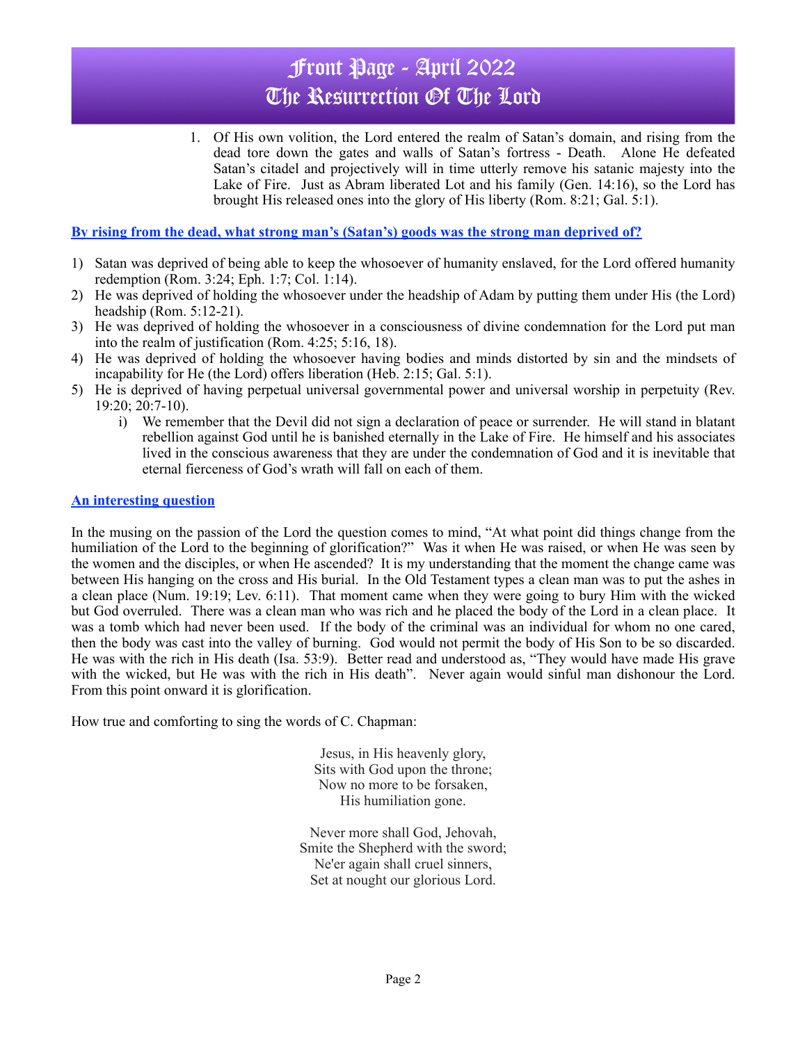# Front Page - April 2022
# The Resurrection Of The Lord

1. Of His own volition, the Lord entered the realm of Satan's domain, and rising from the dead tore down the gates and walls of Satan's fortress - Death. Alone He defeated Satan's citadel and projectively will in time utterly remove his satanic majesty into the Lake of Fire. Just as Abram liberated Lot and his family (Gen. 14:16), so the Lord has brought His released ones into the glory of His liberty (Rom. 8:21; Gal. 5:1).

**By rising from the dead, what strong man's (Satan's) goods was the strong man deprived of?**

1) Satan was deprived of being able to keep the whosoever of humanity enslaved, for the Lord offered humanity redemption (Rom. 3:24; Eph. 1:7; Col. 1:14).
2) He was deprived of holding the whosoever under the headship of Adam by putting them under His (the Lord) headship (Rom. 5:12-21).
3) He was deprived of holding the whosoever in a consciousness of divine condemnation for the Lord put man into the realm of justification (Rom. 4:25; 5:16, 18).
4) He was deprived of holding the whosoever having bodies and minds distorted by sin and the mindsets of incapability for He (the Lord) offers liberation (Heb. 2:15; Gal. 5:1).
5) He is deprived of having perpetual universal governmental power and universal worship in perpetuity (Rev. 19:20; 20:7-10).
   i) We remember that the Devil did not sign a declaration of peace or surrender. He will stand in blatant rebellion against God until he is banished eternally in the Lake of Fire. He himself and his associates lived in the conscious awareness that they are under the condemnation of God and it is inevitable that eternal fierceness of God's wrath will fall on each of them.

**An interesting question**

In the musing on the passion of the Lord the question comes to mind, "At what point did things change from the humiliation of the Lord to the beginning of glorification?" Was it when He was raised, or when He was seen by the women and the disciples, or when He ascended? It is my understanding that the moment the change came was between His hanging on the cross and His burial. In the Old Testament types a clean man was to put the ashes in a clean place (Num. 19:19; Lev. 6:11). That moment came when they were going to bury Him with the wicked but God overruled. There was a clean man who was rich and he placed the body of the Lord in a clean place. It was a tomb which had never been used. If the body of the criminal was an individual for whom no one cared, then the body was cast into the valley of burning. God would not permit the body of His Son to be so discarded. He was with the rich in His death (Isa. 53:9). Better read and understood as, "They would have made His grave with the wicked, but He was with the rich in His death". Never again would sinful man dishonour the Lord. From this point onward it is glorification.

How true and comforting to sing the words of C. Chapman:

Jesus, in His heavenly glory,
Sits with God upon the throne;
Now no more to be forsaken,
His humiliation gone.

Never more shall God, Jehovah,
Smite the Shepherd with the sword;
Ne'er again shall cruel sinners,
Set at nought our glorious Lord.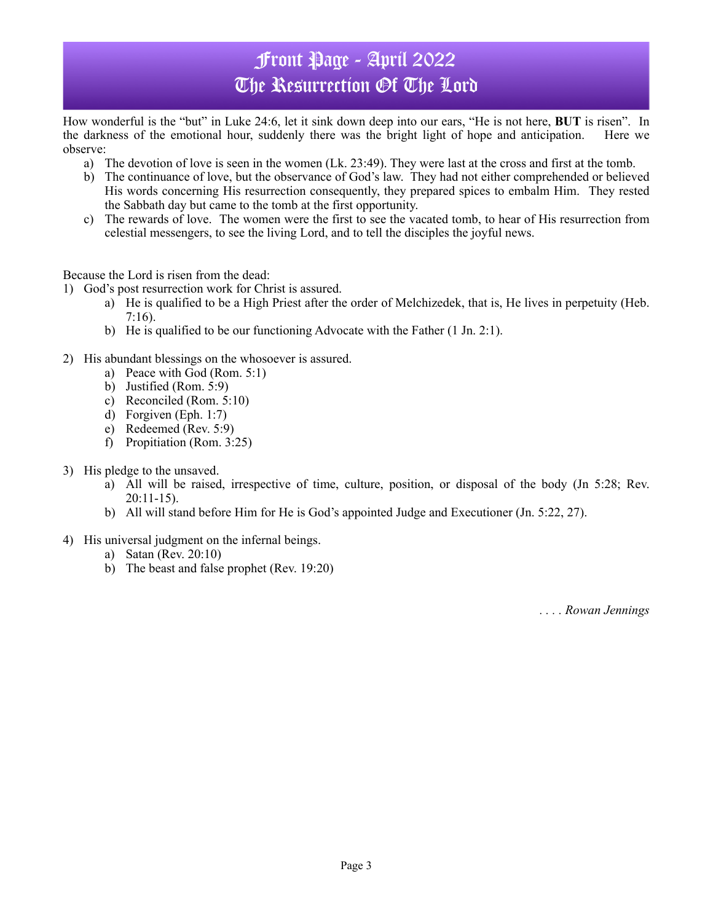# Front Page - April 2022
# The Resurrection Of The Lord

How wonderful is the "but" in Luke 24:6, let it sink down deep into our ears, "He is not here, **BUT** is risen". In the darkness of the emotional hour, suddenly there was the bright light of hope and anticipation. Here we observe:

a) The devotion of love is seen in the women (Lk. 23:49). They were last at the cross and first at the tomb.
b) The continuance of love, but the observance of God's law. They had not either comprehended or believed His words concerning His resurrection consequently, they prepared spices to embalm Him. They rested the Sabbath day but came to the tomb at the first opportunity.
c) The rewards of love. The women were the first to see the vacated tomb, to hear of His resurrection from celestial messengers, to see the living Lord, and to tell the disciples the joyful news.

Because the Lord is risen from the dead:

1) God's post resurrection work for Christ is assured.
   a) He is qualified to be a High Priest after the order of Melchizedek, that is, He lives in perpetuity (Heb. 7:16).
   b) He is qualified to be our functioning Advocate with the Father (1 Jn. 2:1).

2) His abundant blessings on the whosoever is assured.
   a) Peace with God (Rom. 5:1)
   b) Justified (Rom. 5:9)
   c) Reconciled (Rom. 5:10)
   d) Forgiven (Eph. 1:7)
   e) Redeemed (Rev. 5:9)
   f) Propitiation (Rom. 3:25)

3) His pledge to the unsaved.
   a) All will be raised, irrespective of time, culture, position, or disposal of the body (Jn 5:28; Rev. 20:11-15).
   b) All will stand before Him for He is God's appointed Judge and Executioner (Jn. 5:22, 27).

4) His universal judgment on the infernal beings.
   a) Satan (Rev. 20:10)
   b) The beast and false prophet (Rev. 19:20)

*. . . . Rowan Jennings*